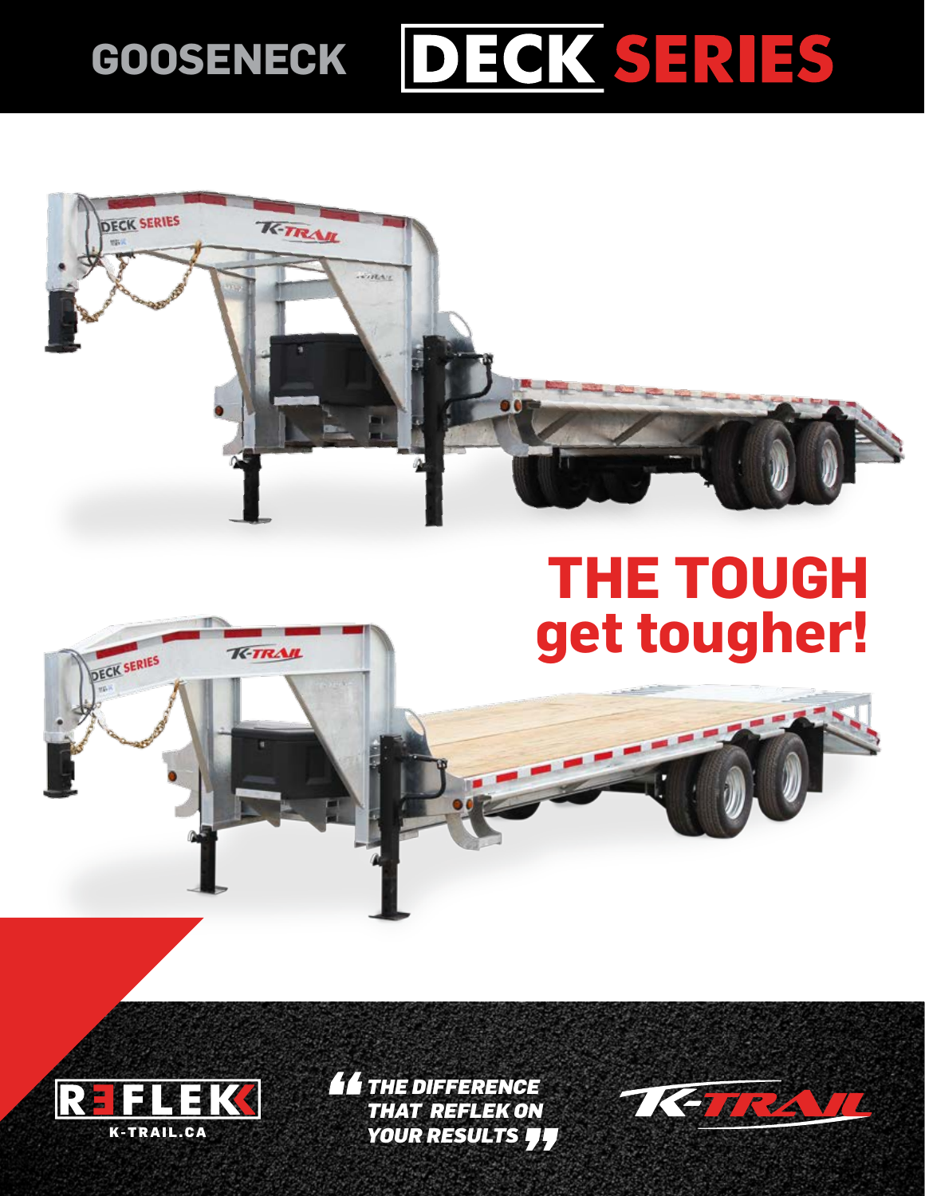# GOOSENECK DECK SERIES

## THE TOUGH get tougher!

REFLEK
K-TRAIL.CA

*"THE DIFFERENCE THAT REFLEK ON YOUR RESULTS"*

K-TRAIL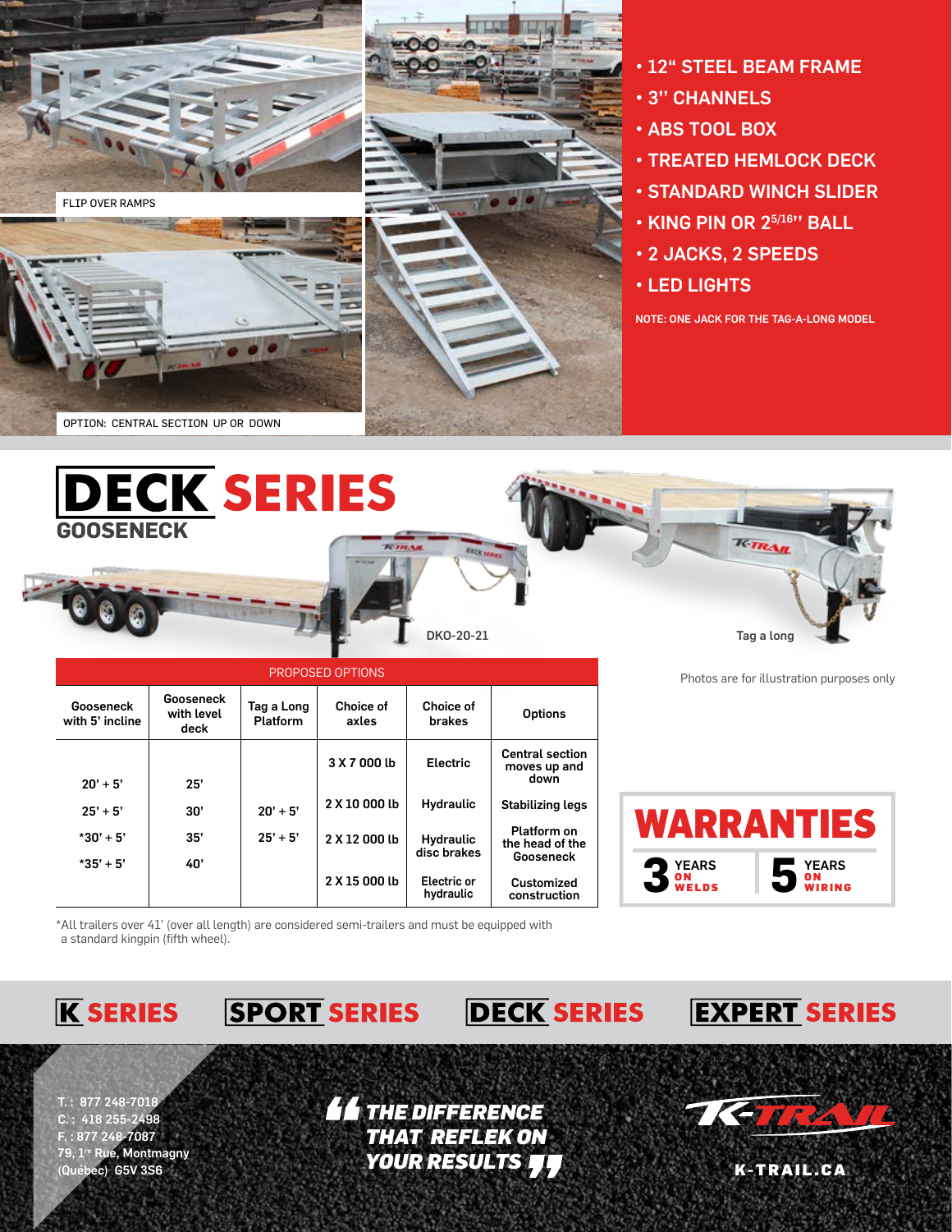FLIP OVER RAMPS

OPTION: CENTRAL SECTION UP OR DOWN

- 12" STEEL BEAM FRAME
- 3" CHANNELS
- ABS TOOL BOX
- TREATED HEMLOCK DECK
- STANDARD WINCH SLIDER
- KING PIN OR 2 5/16" BALL
- 2 JACKS, 2 SPEEDS
- LED LIGHTS

NOTE: ONE JACK FOR THE TAG-A-LONG MODEL

# DECK SERIES

## GOOSENECK

DKO-20-21

Tag a long

Photos are for illustration purposes only

| PROPOSED OPTIONS | | | | | |
|---|---|---|---|---|---|
| Gooseneck with 5' incline | Gooseneck with level deck | Tag a Long Platform | Choice of axles | Choice of brakes | Options |
| | | | 3 X 7 000 lb | Electric | Central section moves up and down |
| 20' + 5' | 25' | | | | |
| 25' + 5' | 30' | 20' + 5' | 2 X 10 000 lb | Hydraulic | Stabilizing legs |
| *30' + 5' | 35' | 25' + 5' | 2 X 12 000 lb | Hydraulic disc brakes | Platform on the head of the Gooseneck |
| *35' + 5' | 40' | | | | |
| | | | 2 X 15 000 lb | Electric or hydraulic | Customized construction |

*All trailers over 41' (over all length) are considered semi-trailers and must be equipped with a standard kingpin (fifth wheel).

## WARRANTIES

**3** YEARS ON WELDS

**5** YEARS ON WIRING

K SERIES | SPORT SERIES | DECK SERIES | EXPERT SERIES

T. : 877 248-7018
C. : 418 255-2498
F. : 877 248-7087
79, 1re Rue, Montmagny
(Québec) G5V 3S6

*"THE DIFFERENCE THAT REFLEK ON YOUR RESULTS"*

K-TRAIL

K-TRAIL.CA